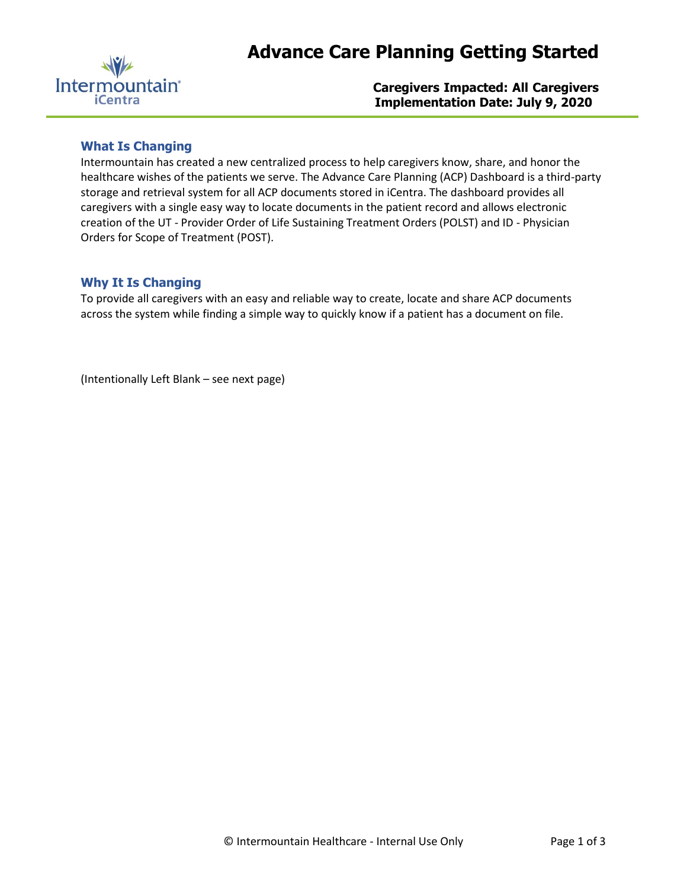# Advance Care Planning Getting Started

Intermountain iCentra

**Caregivers Impacted: All Caregivers**
**Implementation Date: July 9, 2020**

## What Is Changing

Intermountain has created a new centralized process to help caregivers know, share, and honor the healthcare wishes of the patients we serve. The Advance Care Planning (ACP) Dashboard is a third-party storage and retrieval system for all ACP documents stored in iCentra. The dashboard provides all caregivers with a single easy way to locate documents in the patient record and allows electronic creation of the UT - Provider Order of Life Sustaining Treatment Orders (POLST) and ID - Physician Orders for Scope of Treatment (POST).

## Why It Is Changing

To provide all caregivers with an easy and reliable way to create, locate and share ACP documents across the system while finding a simple way to quickly know if a patient has a document on file.

(Intentionally Left Blank – see next page)

© Intermountain Healthcare - Internal Use Only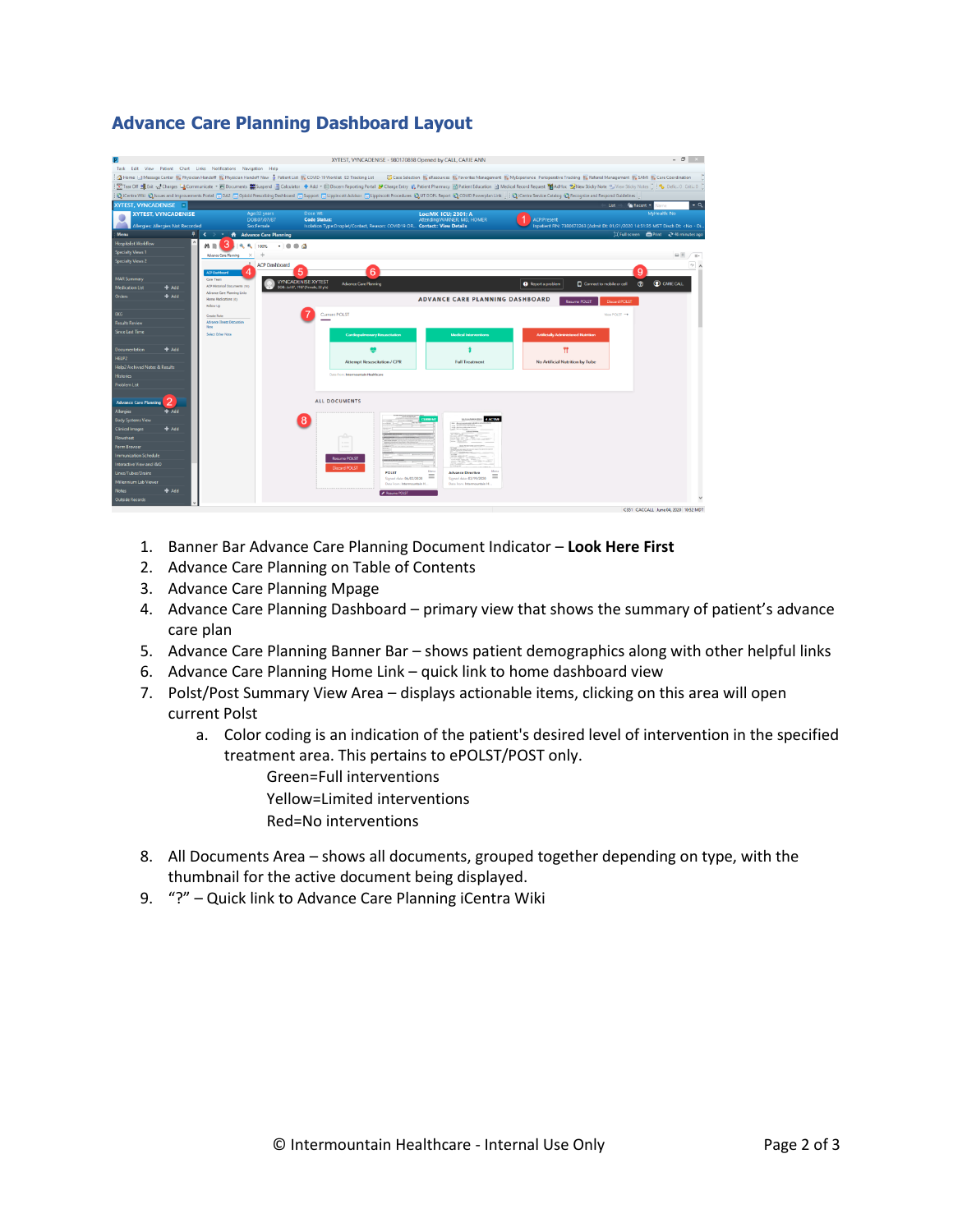## Advance Care Planning Dashboard Layout

1. Banner Bar Advance Care Planning Document Indicator – **Look Here First**
2. Advance Care Planning on Table of Contents
3. Advance Care Planning Mpage
4. Advance Care Planning Dashboard – primary view that shows the summary of patient's advance care plan
5. Advance Care Planning Banner Bar – shows patient demographics along with other helpful links
6. Advance Care Planning Home Link – quick link to home dashboard view
7. Polst/Post Summary View Area – displays actionable items, clicking on this area will open current Polst
   a. Color coding is an indication of the patient's desired level of intervention in the specified treatment area. This pertains to ePOLST/POST only.
      Green=Full interventions
      Yellow=Limited interventions
      Red=No interventions
8. All Documents Area – shows all documents, grouped together depending on type, with the thumbnail for the active document being displayed.
9. "?" – Quick link to Advance Care Planning iCentra Wiki

© Intermountain Healthcare - Internal Use Only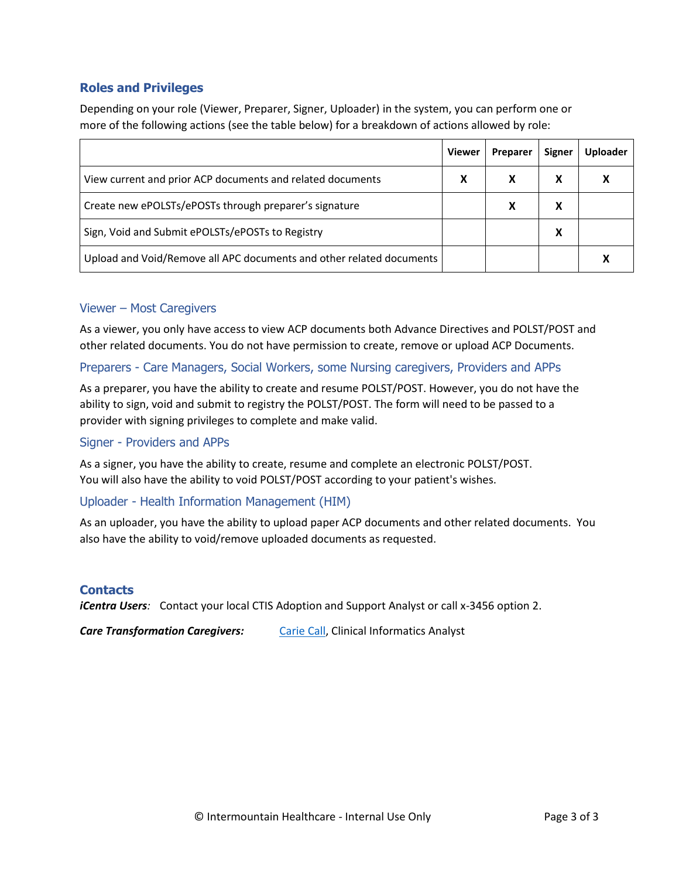## Roles and Privileges

Depending on your role (Viewer, Preparer, Signer, Uploader) in the system, you can perform one or more of the following actions (see the table below) for a breakdown of actions allowed by role:

| | Viewer | Preparer | Signer | Uploader |
|---|---|---|---|---|
| View current and prior ACP documents and related documents | X | X | X | X |
| Create new ePOLSTs/ePOSTs through preparer's signature | | X | X | |
| Sign, Void and Submit ePOLSTs/ePOSTs to Registry | | | X | |
| Upload and Void/Remove all APC documents and other related documents | | | | X |

### Viewer – Most Caregivers

As a viewer, you only have access to view ACP documents both Advance Directives and POLST/POST and other related documents. You do not have permission to create, remove or upload ACP Documents.

### Preparers - Care Managers, Social Workers, some Nursing caregivers, Providers and APPs

As a preparer, you have the ability to create and resume POLST/POST. However, you do not have the ability to sign, void and submit to registry the POLST/POST. The form will need to be passed to a provider with signing privileges to complete and make valid.

### Signer - Providers and APPs

As a signer, you have the ability to create, resume and complete an electronic POLST/POST. You will also have the ability to void POLST/POST according to your patient's wishes.

### Uploader - Health Information Management (HIM)

As an uploader, you have the ability to upload paper ACP documents and other related documents. You also have the ability to void/remove uploaded documents as requested.

## Contacts

***iCentra Users**:* Contact your local CTIS Adoption and Support Analyst or call x-3456 option 2.

***Care Transformation Caregivers:*** Carie Call, Clinical Informatics Analyst